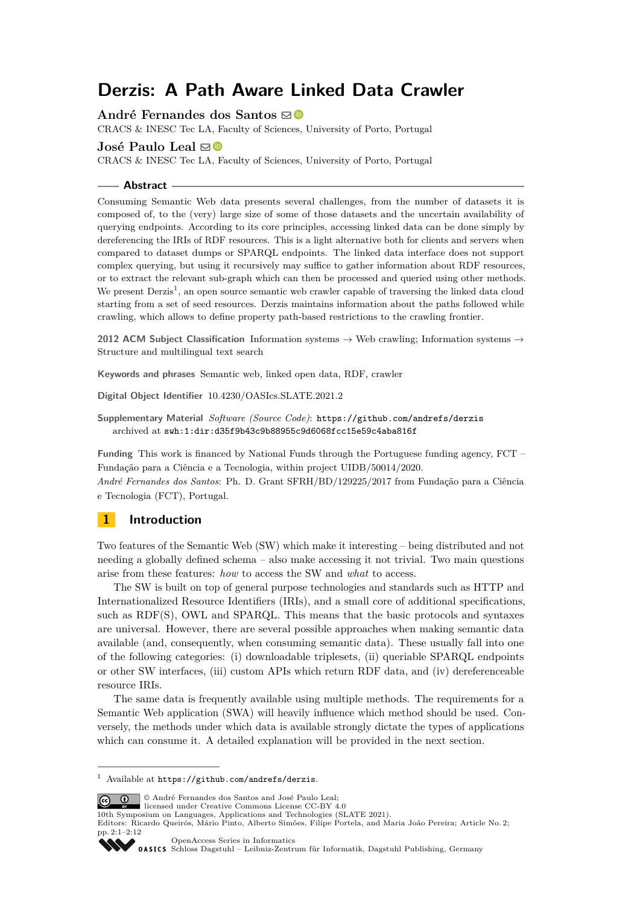# Derzis: A Path Aware Linked Data Crawler

**André Fernandes dos Santos**
CRACS & INESC Tec LA, Faculty of Sciences, University of Porto, Portugal

**José Paulo Leal**
CRACS & INESC Tec LA, Faculty of Sciences, University of Porto, Portugal

## Abstract

Consuming Semantic Web data presents several challenges, from the number of datasets it is composed of, to the (very) large size of some of those datasets and the uncertain availability of querying endpoints. According to its core principles, accessing linked data can be done simply by dereferencing the IRIs of RDF resources. This is a light alternative both for clients and servers when compared to dataset dumps or SPARQL endpoints. The linked data interface does not support complex querying, but using it recursively may suffice to gather information about RDF resources, or to extract the relevant sub-graph which can then be processed and queried using other methods. We present Derzis[1], an open source semantic web crawler capable of traversing the linked data cloud starting from a set of seed resources. Derzis maintains information about the paths followed while crawling, which allows to define property path-based restrictions to the crawling frontier.

**2012 ACM Subject Classification** Information systems → Web crawling; Information systems → Structure and multilingual text search

**Keywords and phrases** Semantic web, linked open data, RDF, crawler

**Digital Object Identifier** 10.4230/OASIcs.SLATE.2021.2

**Supplementary Material** *Software (Source Code)*: https://github.com/andrefs/derzis
archived at swh:1:dir:d35f9b43c9b88955c9d6068fcc15e59c4aba816f

**Funding** This work is financed by National Funds through the Portuguese funding agency, FCT – Fundação para a Ciência e a Tecnologia, within project UIDB/50014/2020.
*André Fernandes dos Santos*: Ph. D. Grant SFRH/BD/129225/2017 from Fundação para a Ciência e Tecnologia (FCT), Portugal.

## 1 Introduction

Two features of the Semantic Web (SW) which make it interesting – being distributed and not needing a globally defined schema – also make accessing it not trivial. Two main questions arise from these features: *how* to access the SW and *what* to access.

The SW is built on top of general purpose technologies and standards such as HTTP and Internationalized Resource Identifiers (IRIs), and a small core of additional specifications, such as RDF(S), OWL and SPARQL. This means that the basic protocols and syntaxes are universal. However, there are several possible approaches when making semantic data available (and, consequently, when consuming semantic data). These usually fall into one of the following categories: (i) downloadable triplesets, (ii) queriable SPARQL endpoints or other SW interfaces, (iii) custom APIs which return RDF data, and (iv) dereferenceable resource IRIs.

The same data is frequently available using multiple methods. The requirements for a Semantic Web application (SWA) will heavily influence which method should be used. Conversely, the methods under which data is available strongly dictate the types of applications which can consume it. A detailed explanation will be provided in the next section.

[1] Available at https://github.com/andrefs/derzis.

© André Fernandes dos Santos and José Paulo Leal;
licensed under Creative Commons License CC-BY 4.0
10th Symposium on Languages, Applications and Technologies (SLATE 2021).
Editors: Ricardo Queirós, Mário Pinto, Alberto Simões, Filipe Portela, and Maria João Pereira; Article No. 2; pp. 2:1–2:12
OpenAccess Series in Informatics
Schloss Dagstuhl – Leibniz-Zentrum für Informatik, Dagstuhl Publishing, Germany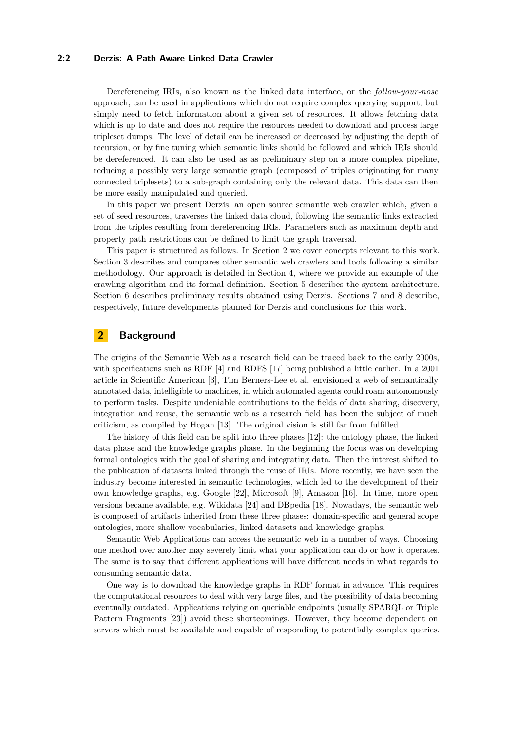Dereferencing IRIs, also known as the linked data interface, or the *follow-your-nose* approach, can be used in applications which do not require complex querying support, but simply need to fetch information about a given set of resources. It allows fetching data which is up to date and does not require the resources needed to download and process large tripleset dumps. The level of detail can be increased or decreased by adjusting the depth of recursion, or by fine tuning which semantic links should be followed and which IRIs should be dereferenced. It can also be used as as preliminary step on a more complex pipeline, reducing a possibly very large semantic graph (composed of triples originating for many connected triplesets) to a sub-graph containing only the relevant data. This data can then be more easily manipulated and queried.

In this paper we present Derzis, an open source semantic web crawler which, given a set of seed resources, traverses the linked data cloud, following the semantic links extracted from the triples resulting from dereferencing IRIs. Parameters such as maximum depth and property path restrictions can be defined to limit the graph traversal.

This paper is structured as follows. In Section 2 we cover concepts relevant to this work. Section 3 describes and compares other semantic web crawlers and tools following a similar methodology. Our approach is detailed in Section 4, where we provide an example of the crawling algorithm and its formal definition. Section 5 describes the system architecture. Section 6 describes preliminary results obtained using Derzis. Sections 7 and 8 describe, respectively, future developments planned for Derzis and conclusions for this work.

## 2 Background

The origins of the Semantic Web as a research field can be traced back to the early 2000s, with specifications such as RDF [4] and RDFS [17] being published a little earlier. In a 2001 article in Scientific American [3], Tim Berners-Lee et al. envisioned a web of semantically annotated data, intelligible to machines, in which automated agents could roam autonomously to perform tasks. Despite undeniable contributions to the fields of data sharing, discovery, integration and reuse, the semantic web as a research field has been the subject of much criticism, as compiled by Hogan [13]. The original vision is still far from fulfilled.

The history of this field can be split into three phases [12]: the ontology phase, the linked data phase and the knowledge graphs phase. In the beginning the focus was on developing formal ontologies with the goal of sharing and integrating data. Then the interest shifted to the publication of datasets linked through the reuse of IRIs. More recently, we have seen the industry become interested in semantic technologies, which led to the development of their own knowledge graphs, e.g. Google [22], Microsoft [9], Amazon [16]. In time, more open versions became available, e.g. Wikidata [24] and DBpedia [18]. Nowadays, the semantic web is composed of artifacts inherited from these three phases: domain-specific and general scope ontologies, more shallow vocabularies, linked datasets and knowledge graphs.

Semantic Web Applications can access the semantic web in a number of ways. Choosing one method over another may severely limit what your application can do or how it operates. The same is to say that different applications will have different needs in what regards to consuming semantic data.

One way is to download the knowledge graphs in RDF format in advance. This requires the computational resources to deal with very large files, and the possibility of data becoming eventually outdated. Applications relying on queriable endpoints (usually SPARQL or Triple Pattern Fragments [23]) avoid these shortcomings. However, they become dependent on servers which must be available and capable of responding to potentially complex queries.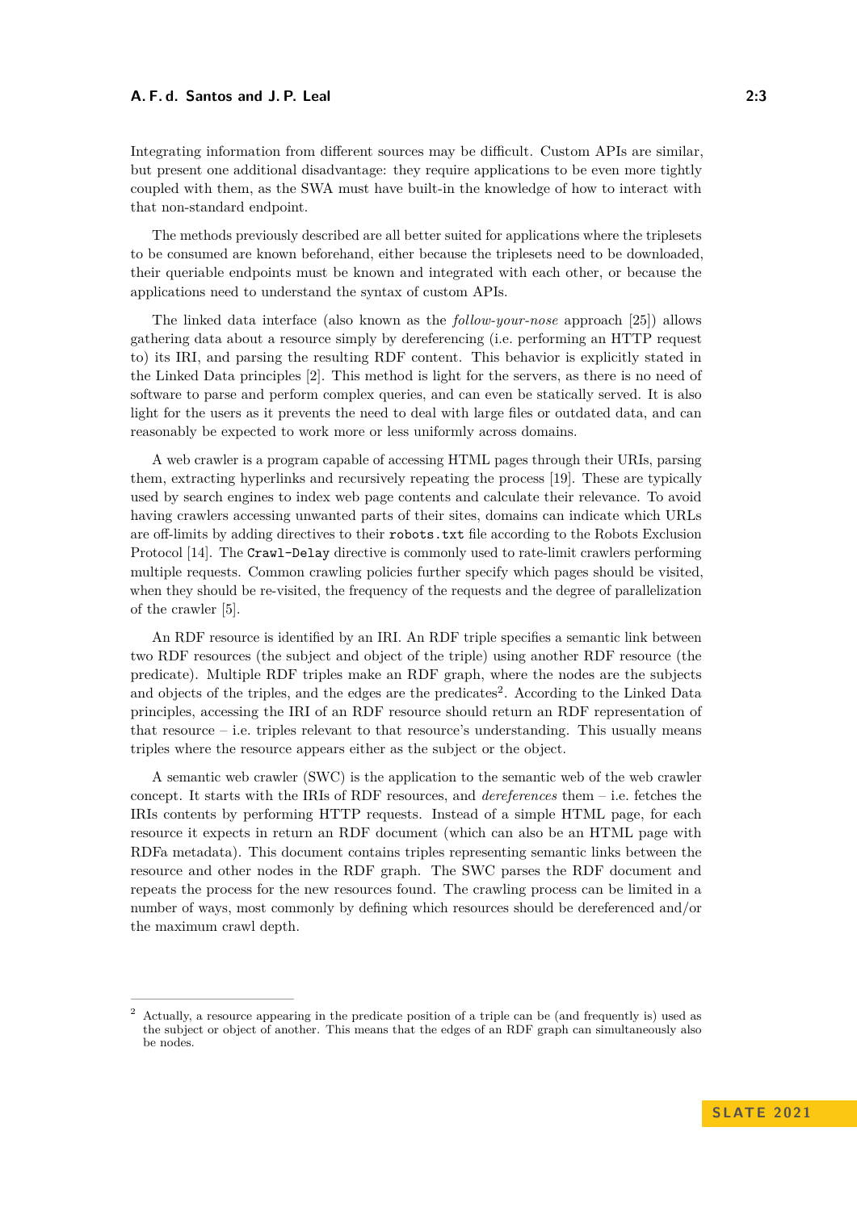Integrating information from different sources may be difficult. Custom APIs are similar, but present one additional disadvantage: they require applications to be even more tightly coupled with them, as the SWA must have built-in the knowledge of how to interact with that non-standard endpoint.

The methods previously described are all better suited for applications where the triplesets to be consumed are known beforehand, either because the triplesets need to be downloaded, their queriable endpoints must be known and integrated with each other, or because the applications need to understand the syntax of custom APIs.

The linked data interface (also known as the *follow-your-nose* approach [25]) allows gathering data about a resource simply by dereferencing (i.e. performing an HTTP request to) its IRI, and parsing the resulting RDF content. This behavior is explicitly stated in the Linked Data principles [2]. This method is light for the servers, as there is no need of software to parse and perform complex queries, and can even be statically served. It is also light for the users as it prevents the need to deal with large files or outdated data, and can reasonably be expected to work more or less uniformly across domains.

A web crawler is a program capable of accessing HTML pages through their URIs, parsing them, extracting hyperlinks and recursively repeating the process [19]. These are typically used by search engines to index web page contents and calculate their relevance. To avoid having crawlers accessing unwanted parts of their sites, domains can indicate which URLs are off-limits by adding directives to their `robots.txt` file according to the Robots Exclusion Protocol [14]. The `Crawl-Delay` directive is commonly used to rate-limit crawlers performing multiple requests. Common crawling policies further specify which pages should be visited, when they should be re-visited, the frequency of the requests and the degree of parallelization of the crawler [5].

An RDF resource is identified by an IRI. An RDF triple specifies a semantic link between two RDF resources (the subject and object of the triple) using another RDF resource (the predicate). Multiple RDF triples make an RDF graph, where the nodes are the subjects and objects of the triples, and the edges are the predicates[2]. According to the Linked Data principles, accessing the IRI of an RDF resource should return an RDF representation of that resource – i.e. triples relevant to that resource's understanding. This usually means triples where the resource appears either as the subject or the object.

A semantic web crawler (SWC) is the application to the semantic web of the web crawler concept. It starts with the IRIs of RDF resources, and *dereferences* them – i.e. fetches the IRIs contents by performing HTTP requests. Instead of a simple HTML page, for each resource it expects in return an RDF document (which can also be an HTML page with RDFa metadata). This document contains triples representing semantic links between the resource and other nodes in the RDF graph. The SWC parses the RDF document and repeats the process for the new resources found. The crawling process can be limited in a number of ways, most commonly by defining which resources should be dereferenced and/or the maximum crawl depth.

---

[2] Actually, a resource appearing in the predicate position of a triple can be (and frequently is) used as the subject or object of another. This means that the edges of an RDF graph can simultaneously also be nodes.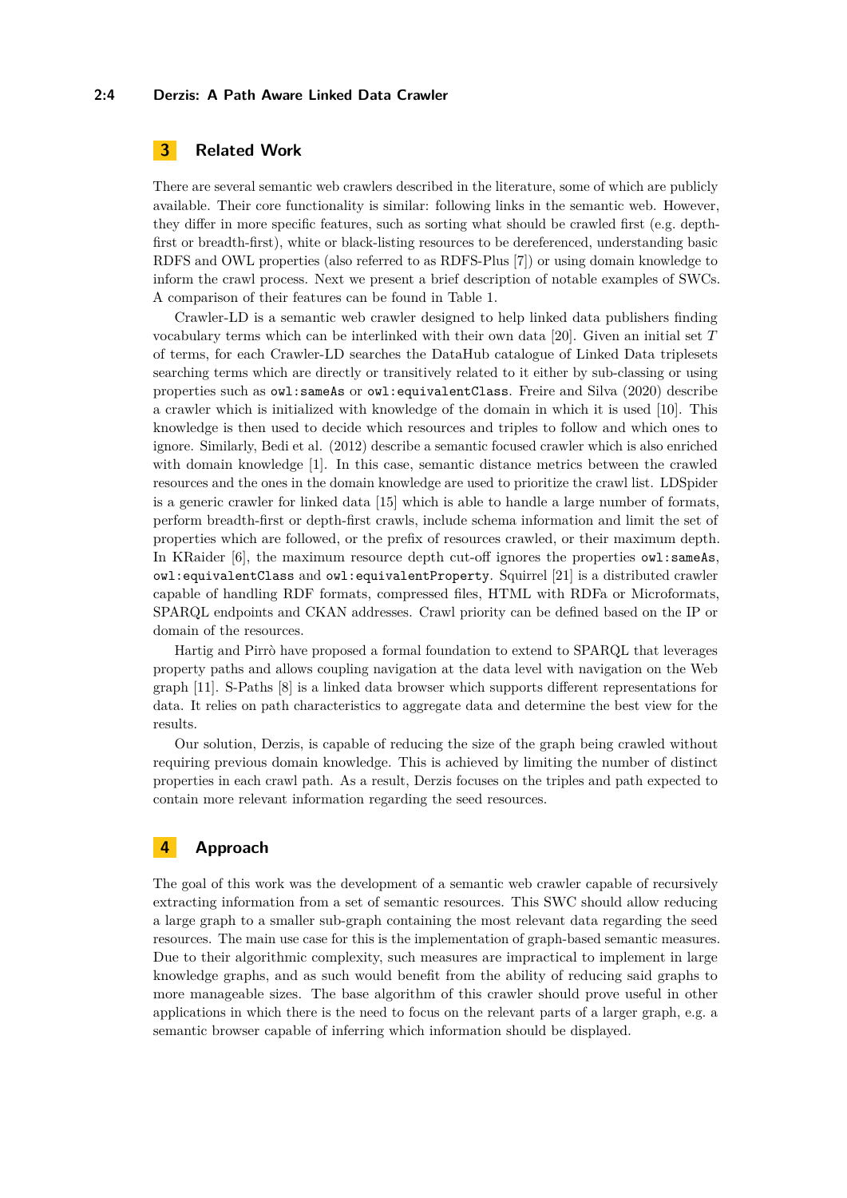## 3 Related Work

There are several semantic web crawlers described in the literature, some of which are publicly available. Their core functionality is similar: following links in the semantic web. However, they differ in more specific features, such as sorting what should be crawled first (e.g. depth-first or breadth-first), white or black-listing resources to be dereferenced, understanding basic RDFS and OWL properties (also referred to as RDFS-Plus [7]) or using domain knowledge to inform the crawl process. Next we present a brief description of notable examples of SWCs. A comparison of their features can be found in Table 1.

Crawler-LD is a semantic web crawler designed to help linked data publishers finding vocabulary terms which can be interlinked with their own data [20]. Given an initial set $T$ of terms, for each Crawler-LD searches the DataHub catalogue of Linked Data triplesets searching terms which are directly or transitively related to it either by sub-classing or using properties such as `owl:sameAs` or `owl:equivalentClass`. Freire and Silva (2020) describe a crawler which is initialized with knowledge of the domain in which it is used [10]. This knowledge is then used to decide which resources and triples to follow and which ones to ignore. Similarly, Bedi et al. (2012) describe a semantic focused crawler which is also enriched with domain knowledge [1]. In this case, semantic distance metrics between the crawled resources and the ones in the domain knowledge are used to prioritize the crawl list. LDSpider is a generic crawler for linked data [15] which is able to handle a large number of formats, perform breadth-first or depth-first crawls, include schema information and limit the set of properties which are followed, or the prefix of resources crawled, or their maximum depth. In KRaider [6], the maximum resource depth cut-off ignores the properties `owl:sameAs`, `owl:equivalentClass` and `owl:equivalentProperty`. Squirrel [21] is a distributed crawler capable of handling RDF formats, compressed files, HTML with RDFa or Microformats, SPARQL endpoints and CKAN addresses. Crawl priority can be defined based on the IP or domain of the resources.

Hartig and Pirrò have proposed a formal foundation to extend to SPARQL that leverages property paths and allows coupling navigation at the data level with navigation on the Web graph [11]. S-Paths [8] is a linked data browser which supports different representations for data. It relies on path characteristics to aggregate data and determine the best view for the results.

Our solution, Derzis, is capable of reducing the size of the graph being crawled without requiring previous domain knowledge. This is achieved by limiting the number of distinct properties in each crawl path. As a result, Derzis focuses on the triples and path expected to contain more relevant information regarding the seed resources.

## 4 Approach

The goal of this work was the development of a semantic web crawler capable of recursively extracting information from a set of semantic resources. This SWC should allow reducing a large graph to a smaller sub-graph containing the most relevant data regarding the seed resources. The main use case for this is the implementation of graph-based semantic measures. Due to their algorithmic complexity, such measures are impractical to implement in large knowledge graphs, and as such would benefit from the ability of reducing said graphs to more manageable sizes. The base algorithm of this crawler should prove useful in other applications in which there is the need to focus on the relevant parts of a larger graph, e.g. a semantic browser capable of inferring which information should be displayed.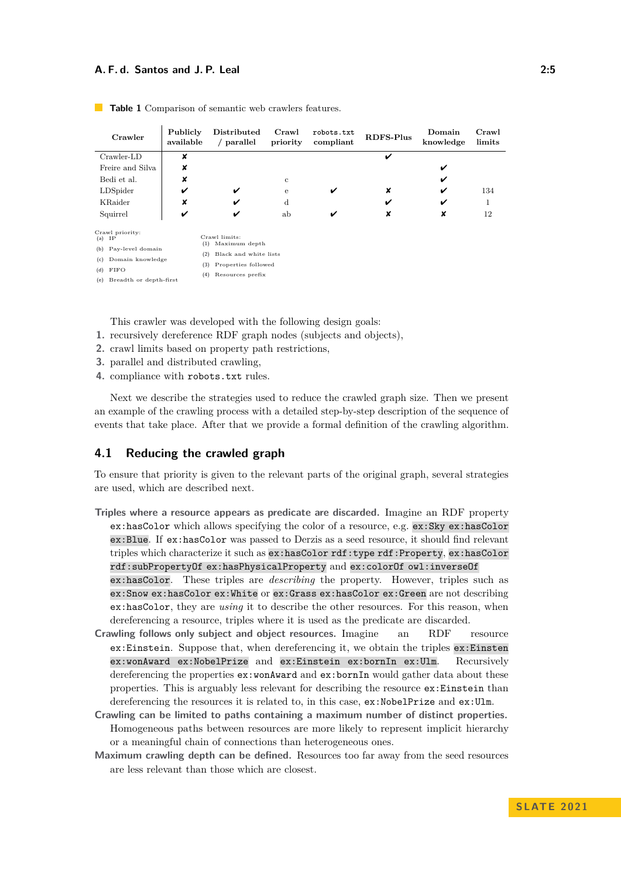**Table 1** Comparison of semantic web crawlers features.

| Crawler | Publicly available | Distributed / parallel | Crawl priority | robots.txt compliant | RDFS-Plus | Domain knowledge | Crawl limits |
|---|---|---|---|---|---|---|---|
| Crawler-LD | ✘ | | | | ✔ | | |
| Freire and Silva | ✘ | | | | | ✔ | |
| Bedi et al. | ✘ | | c | | | ✔ | |
| LDSpider | ✔ | ✔ | e | ✔ | ✘ | ✔ | 134 |
| KRaider | ✘ | ✔ | d | | ✔ | ✔ | 1 |
| Squirrel | ✔ | ✔ | ab | ✔ | ✘ | ✘ | 12 |

Crawl priority:
(a) IP
(b) Pay-level domain
(c) Domain knowledge
(d) FIFO
(e) Breadth or depth-first

Crawl limits:
(1) Maximum depth
(2) Black and white lists
(3) Properties followed
(4) Resources prefix

This crawler was developed with the following design goals:

1. recursively dereference RDF graph nodes (subjects and objects),
2. crawl limits based on property path restrictions,
3. parallel and distributed crawling,
4. compliance with `robots.txt` rules.

Next we describe the strategies used to reduce the crawled graph size. Then we present an example of the crawling process with a detailed step-by-step description of the sequence of events that take place. After that we provide a formal definition of the crawling algorithm.

## 4.1 Reducing the crawled graph

To ensure that priority is given to the relevant parts of the original graph, several strategies are used, which are described next.

**Triples where a resource appears as predicate are discarded.** Imagine an RDF property `ex:hasColor` which allows specifying the color of a resource, e.g. `ex:Sky ex:hasColor ex:Blue`. If `ex:hasColor` was passed to Derzis as a seed resource, it should find relevant triples which characterize it such as `ex:hasColor rdf:type rdf:Property`, `ex:hasColor rdf:subPropertyOf ex:hasPhysicalProperty` and `ex:colorOf owl:inverseOf ex:hasColor`. These triples are *describing* the property. However, triples such as `ex:Snow ex:hasColor ex:White` or `ex:Grass ex:hasColor ex:Green` are not describing `ex:hasColor`, they are *using* it to describe the other resources. For this reason, when dereferencing a resource, triples where it is used as the predicate are discarded.

**Crawling follows only subject and object resources.** Imagine an RDF resource `ex:Einstein`. Suppose that, when dereferencing it, we obtain the triples `ex:Einstein ex:wonAward ex:NobelPrize` and `ex:Einstein ex:bornIn ex:Ulm`. Recursively dereferencing the properties `ex:wonAward` and `ex:bornIn` would gather data about these properties. This is arguably less relevant for describing the resource `ex:Einstein` than dereferencing the resources it is related to, in this case, `ex:NobelPrize` and `ex:Ulm`.

**Crawling can be limited to paths containing a maximum number of distinct properties.** Homogeneous paths between resources are more likely to represent implicit hierarchy or a meaningful chain of connections than heterogeneous ones.

**Maximum crawling depth can be defined.** Resources too far away from the seed resources are less relevant than those which are closest.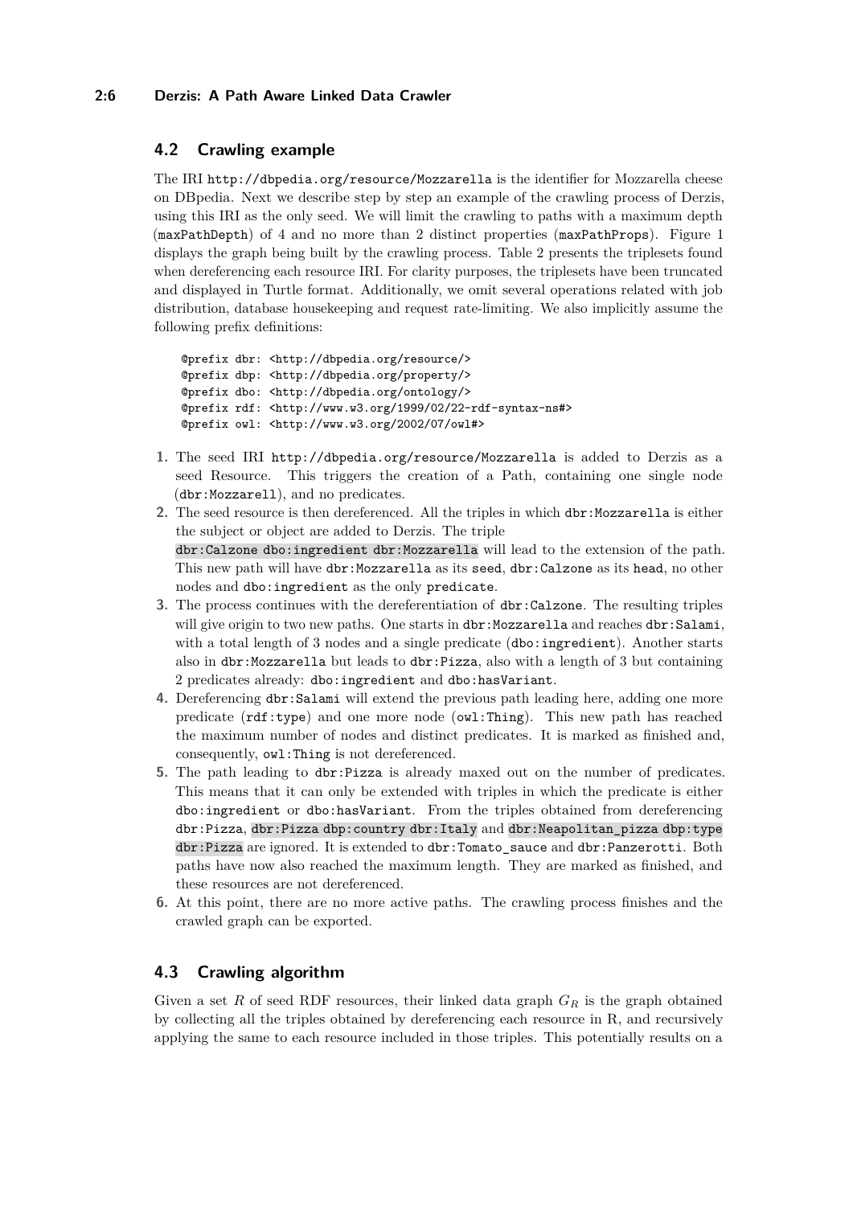## 4.2 Crawling example

The IRI `http://dbpedia.org/resource/Mozzarella` is the identifier for Mozzarella cheese on DBpedia. Next we describe step by step an example of the crawling process of Derzis, using this IRI as the only seed. We will limit the crawling to paths with a maximum depth (`maxPathDepth`) of 4 and no more than 2 distinct properties (`maxPathProps`). Figure 1 displays the graph being built by the crawling process. Table 2 presents the triplesets found when dereferencing each resource IRI. For clarity purposes, the triplesets have been truncated and displayed in Turtle format. Additionally, we omit several operations related with job distribution, database housekeeping and request rate-limiting. We also implicitly assume the following prefix definitions:

```
@prefix dbr: <http://dbpedia.org/resource/>
@prefix dbp: <http://dbpedia.org/property/>
@prefix dbo: <http://dbpedia.org/ontology/>
@prefix rdf: <http://www.w3.org/1999/02/22-rdf-syntax-ns#>
@prefix owl: <http://www.w3.org/2002/07/owl#>
```

1. The seed IRI `http://dbpedia.org/resource/Mozzarella` is added to Derzis as a seed Resource. This triggers the creation of a Path, containing one single node (`dbr:Mozzarell`), and no predicates.
2. The seed resource is then dereferenced. All the triples in which `dbr:Mozzarella` is either the subject or object are added to Derzis. The triple `dbr:Calzone dbo:ingredient dbr:Mozzarella` will lead to the extension of the path. This new path will have `dbr:Mozzarella` as its `seed`, `dbr:Calzone` as its `head`, no other nodes and `dbo:ingredient` as the only `predicate`.
3. The process continues with the dereferentiation of `dbr:Calzone`. The resulting triples will give origin to two new paths. One starts in `dbr:Mozzarella` and reaches `dbr:Salami`, with a total length of 3 nodes and a single predicate (`dbo:ingredient`). Another starts also in `dbr:Mozzarella` but leads to `dbr:Pizza`, also with a length of 3 but containing 2 predicates already: `dbo:ingredient` and `dbo:hasVariant`.
4. Dereferencing `dbr:Salami` will extend the previous path leading here, adding one more predicate (`rdf:type`) and one more node (`owl:Thing`). This new path has reached the maximum number of nodes and distinct predicates. It is marked as finished and, consequently, `owl:Thing` is not dereferenced.
5. The path leading to `dbr:Pizza` is already maxed out on the number of predicates. This means that it can only be extended with triples in which the predicate is either `dbo:ingredient` or `dbo:hasVariant`. From the triples obtained from dereferencing `dbr:Pizza`, `dbr:Pizza dbp:country dbr:Italy` and `dbr:Neapolitan_pizza dbp:type dbr:Pizza` are ignored. It is extended to `dbr:Tomato_sauce` and `dbr:Panzerotti`. Both paths have now also reached the maximum length. They are marked as finished, and these resources are not dereferenced.
6. At this point, there are no more active paths. The crawling process finishes and the crawled graph can be exported.

## 4.3 Crawling algorithm

Given a set $R$ of seed RDF resources, their linked data graph $G_R$ is the graph obtained by collecting all the triples obtained by dereferencing each resource in R, and recursively applying the same to each resource included in those triples. This potentially results on a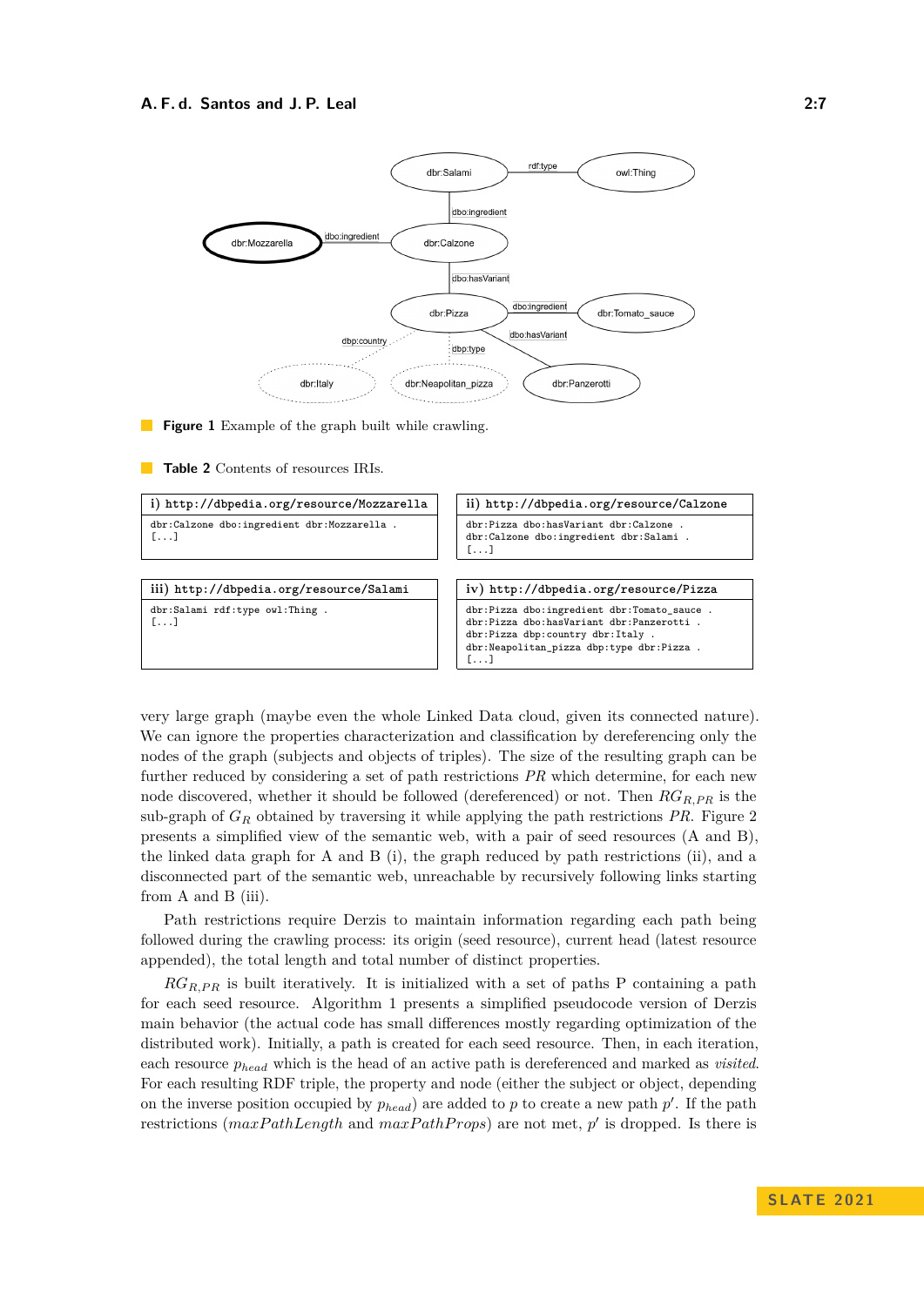**Figure 1** Example of the graph built while crawling.

**Table 2** Contents of resources IRIs.

**i) `http://dbpedia.org/resource/Mozzarella`**

```
dbr:Calzone dbo:ingredient dbr:Mozzarella .
[...]
```

**ii) `http://dbpedia.org/resource/Calzone`**

```
dbr:Pizza dbo:hasVariant dbr:Calzone .
dbr:Calzone dbo:ingredient dbr:Salami .
[...]
```

**iii) `http://dbpedia.org/resource/Salami`**

```
dbr:Salami rdf:type owl:Thing .
[...]
```

**iv) `http://dbpedia.org/resource/Pizza`**

```
dbr:Pizza dbo:ingredient dbr:Tomato_sauce .
dbr:Pizza dbo:hasVariant dbr:Panzerotti .
dbr:Pizza dbp:country dbr:Italy .
dbr:Neapolitan_pizza dbp:type dbr:Pizza .
[...]
```

very large graph (maybe even the whole Linked Data cloud, given its connected nature). We can ignore the properties characterization and classification by dereferencing only the nodes of the graph (subjects and objects of triples). The size of the resulting graph can be further reduced by considering a set of path restrictions *PR* which determine, for each new node discovered, whether it should be followed (dereferenced) or not. Then $RG_{R,PR}$ is the sub-graph of $G_R$ obtained by traversing it while applying the path restrictions *PR*. Figure 2 presents a simplified view of the semantic web, with a pair of seed resources (A and B), the linked data graph for A and B (i), the graph reduced by path restrictions (ii), and a disconnected part of the semantic web, unreachable by recursively following links starting from A and B (iii).

Path restrictions require Derzis to maintain information regarding each path being followed during the crawling process: its origin (seed resource), current head (latest resource appended), the total length and total number of distinct properties.

$RG_{R,PR}$ is built iteratively. It is initialized with a set of paths P containing a path for each seed resource. Algorithm 1 presents a simplified pseudocode version of Derzis main behavior (the actual code has small differences mostly regarding optimization of the distributed work). Initially, a path is created for each seed resource. Then, in each iteration, each resource $p_{head}$ which is the head of an active path is dereferenced and marked as *visited*. For each resulting RDF triple, the property and node (either the subject or object, depending on the inverse position occupied by $p_{head}$) are added to $p$ to create a new path $p'$. If the path restrictions (*maxPathLength* and *maxPathProps*) are not met, $p'$ is dropped. Is there is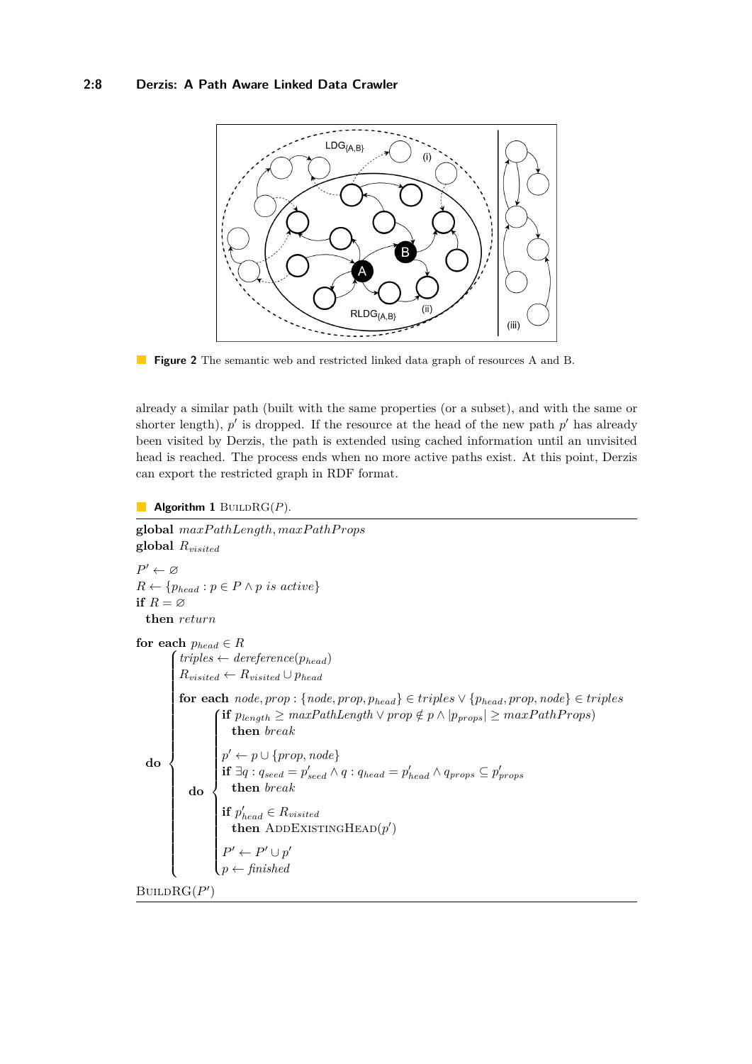**Figure 2** The semantic web and restricted linked data graph of resources A and B.

already a similar path (built with the same properties (or a subset), and with the same or shorter length), $p'$ is dropped. If the resource at the head of the new path $p'$ has already been visited by Derzis, the path is extended using cached information until an unvisited head is reached. The process ends when no more active paths exist. At this point, Derzis can export the restricted graph in RDF format.

**Algorithm 1** BuildRG($P$).

---

**global** $maxPathLength, maxPathProps$
**global** $R_{visited}$

$P' \leftarrow \varnothing$
$R \leftarrow \{p_{head} : p \in P \wedge p \text{ } is \text{ } active\}$
**if** $R = \varnothing$
  **then** *return*

**for each** $p_{head} \in R$
**do**
- $triples \leftarrow dereference(p_{head})$
- $R_{visited} \leftarrow R_{visited} \cup p_{head}$
- **for each** $node, prop : \{node, prop, p_{head}\} \in triples \vee \{p_{head}, prop, node\} \in triples$
  **do**
  - **if** $p_{length} \geq maxPathLength \vee prop \notin p \wedge |p_{props}| \geq maxPathProps)$
    **then** *break*
  - $p' \leftarrow p \cup \{prop, node\}$
  - **if** $\exists q : q_{seed} = p'_{seed} \wedge q : q_{head} = p'_{head} \wedge q_{props} \subseteq p'_{props}$
    **then** *break*
  - **if** $p'_{head} \in R_{visited}$
    **then** AddExistingHead($p'$)
  - $P' \leftarrow P' \cup p'$
  - $p \leftarrow finished$

BuildRG($P'$)

---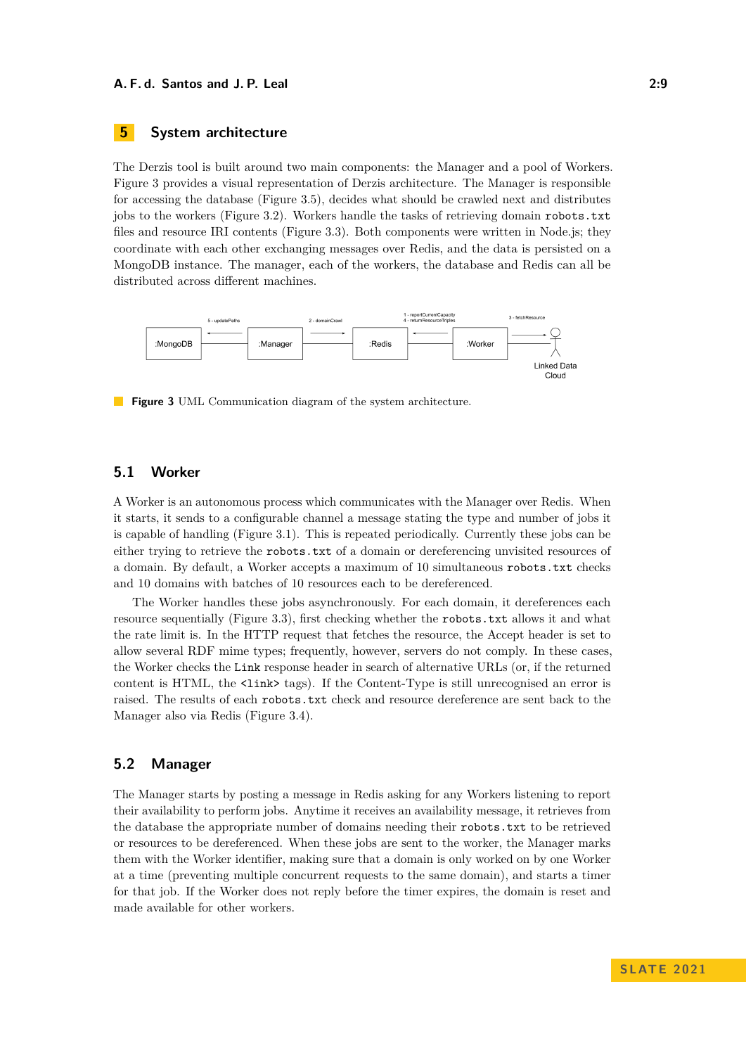## 5 System architecture

The Derzis tool is built around two main components: the Manager and a pool of Workers. Figure 3 provides a visual representation of Derzis architecture. The Manager is responsible for accessing the database (Figure 3.5), decides what should be crawled next and distributes jobs to the workers (Figure 3.2). Workers handle the tasks of retrieving domain `robots.txt` files and resource IRI contents (Figure 3.3). Both components were written in Node.js; they coordinate with each other exchanging messages over Redis, and the data is persisted on a MongoDB instance. The manager, each of the workers, the database and Redis can all be distributed across different machines.

**Figure 3** UML Communication diagram of the system architecture.

### 5.1 Worker

A Worker is an autonomous process which communicates with the Manager over Redis. When it starts, it sends to a configurable channel a message stating the type and number of jobs it is capable of handling (Figure 3.1). This is repeated periodically. Currently these jobs can be either trying to retrieve the `robots.txt` of a domain or dereferencing unvisited resources of a domain. By default, a Worker accepts a maximum of 10 simultaneous `robots.txt` checks and 10 domains with batches of 10 resources each to be dereferenced.

The Worker handles these jobs asynchronously. For each domain, it dereferences each resource sequentially (Figure 3.3), first checking whether the `robots.txt` allows it and what the rate limit is. In the HTTP request that fetches the resource, the Accept header is set to allow several RDF mime types; frequently, however, servers do not comply. In these cases, the Worker checks the `Link` response header in search of alternative URLs (or, if the returned content is HTML, the `<link>` tags). If the Content-Type is still unrecognised an error is raised. The results of each `robots.txt` check and resource dereference are sent back to the Manager also via Redis (Figure 3.4).

### 5.2 Manager

The Manager starts by posting a message in Redis asking for any Workers listening to report their availability to perform jobs. Anytime it receives an availability message, it retrieves from the database the appropriate number of domains needing their `robots.txt` to be retrieved or resources to be dereferenced. When these jobs are sent to the worker, the Manager marks them with the Worker identifier, making sure that a domain is only worked on by one Worker at a time (preventing multiple concurrent requests to the same domain), and starts a timer for that job. If the Worker does not reply before the timer expires, the domain is reset and made available for other workers.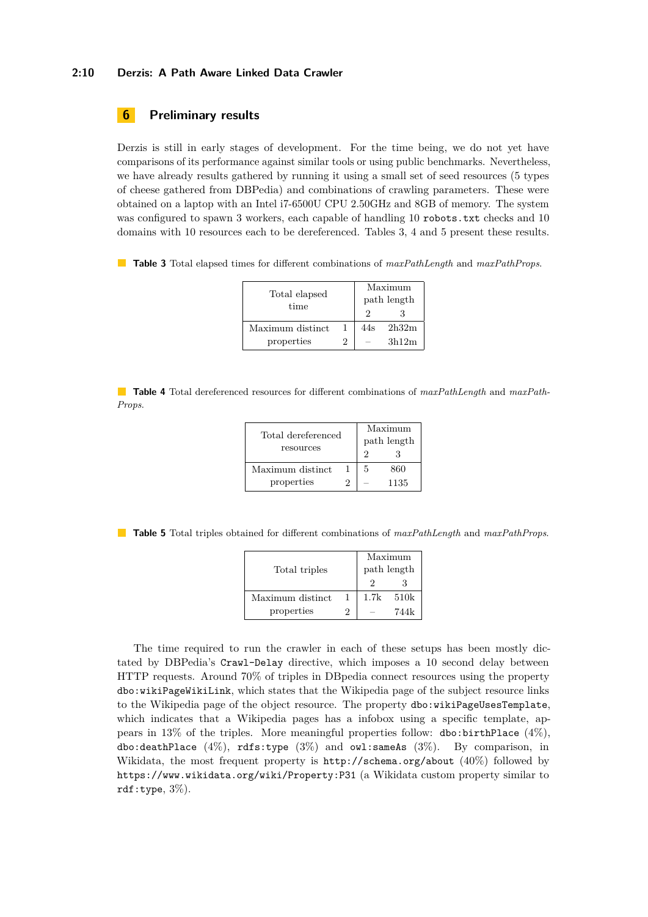# 6 Preliminary results

Derzis is still in early stages of development. For the time being, we do not yet have comparisons of its performance against similar tools or using public benchmarks. Nevertheless, we have already results gathered by running it using a small set of seed resources (5 types of cheese gathered from DBPedia) and combinations of crawling parameters. These were obtained on a laptop with an Intel i7-6500U CPU 2.50GHz and 8GB of memory. The system was configured to spawn 3 workers, each capable of handling 10 `robots.txt` checks and 10 domains with 10 resources each to be dereferenced. Tables 3, 4 and 5 present these results.

**Table 3** Total elapsed times for different combinations of *maxPathLength* and *maxPathProps*.

| Total elapsed time | | Maximum path length | |
|---|---|---|---|
| | | 2 | 3 |
| Maximum distinct properties | 1 | 44s | 2h32m |
| | 2 | – | 3h12m |

**Table 4** Total dereferenced resources for different combinations of *maxPathLength* and *maxPathProps*.

| Total dereferenced resources | | Maximum path length | |
|---|---|---|---|
| | | 2 | 3 |
| Maximum distinct properties | 1 | 5 | 860 |
| | 2 | – | 1135 |

**Table 5** Total triples obtained for different combinations of *maxPathLength* and *maxPathProps*.

| Total triples | | Maximum path length | |
|---|---|---|---|
| | | 2 | 3 |
| Maximum distinct properties | 1 | 1.7k | 510k |
| | 2 | – | 744k |

The time required to run the crawler in each of these setups has been mostly dictated by DBPedia's `Crawl-Delay` directive, which imposes a 10 second delay between HTTP requests. Around 70% of triples in DBpedia connect resources using the property `dbo:wikiPageWikiLink`, which states that the Wikipedia page of the subject resource links to the Wikipedia page of the object resource. The property `dbo:wikiPageUsesTemplate`, which indicates that a Wikipedia pages has a infobox using a specific template, appears in 13% of the triples. More meaningful properties follow: `dbo:birthPlace` (4%), `dbo:deathPlace` (4%), `rdfs:type` (3%) and `owl:sameAs` (3%). By comparison, in Wikidata, the most frequent property is `http://schema.org/about` (40%) followed by `https://www.wikidata.org/wiki/Property:P31` (a Wikidata custom property similar to `rdf:type`, 3%).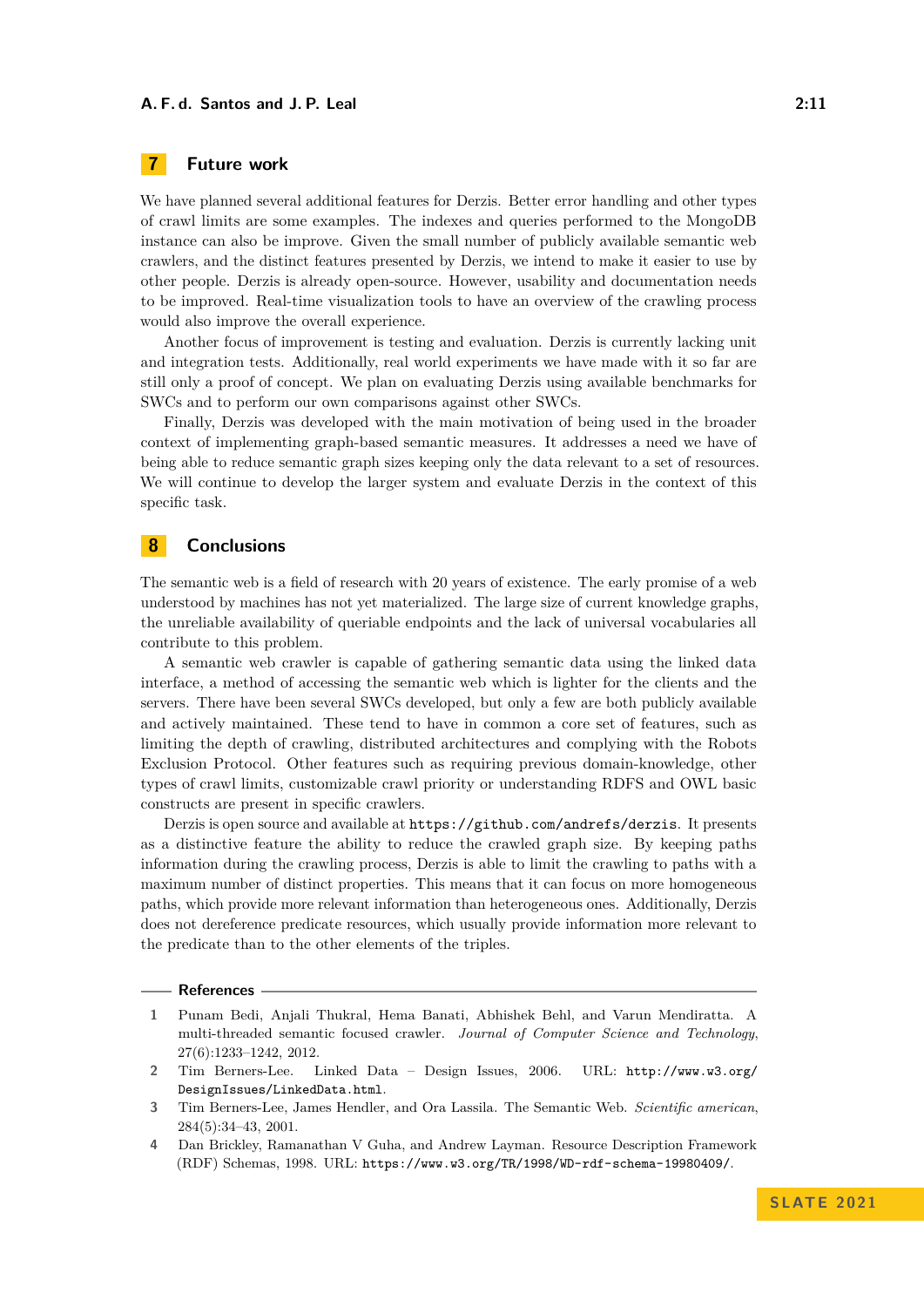## 7 Future work

We have planned several additional features for Derzis. Better error handling and other types of crawl limits are some examples. The indexes and queries performed to the MongoDB instance can also be improve. Given the small number of publicly available semantic web crawlers, and the distinct features presented by Derzis, we intend to make it easier to use by other people. Derzis is already open-source. However, usability and documentation needs to be improved. Real-time visualization tools to have an overview of the crawling process would also improve the overall experience.

Another focus of improvement is testing and evaluation. Derzis is currently lacking unit and integration tests. Additionally, real world experiments we have made with it so far are still only a proof of concept. We plan on evaluating Derzis using available benchmarks for SWCs and to perform our own comparisons against other SWCs.

Finally, Derzis was developed with the main motivation of being used in the broader context of implementing graph-based semantic measures. It addresses a need we have of being able to reduce semantic graph sizes keeping only the data relevant to a set of resources. We will continue to develop the larger system and evaluate Derzis in the context of this specific task.

## 8 Conclusions

The semantic web is a field of research with 20 years of existence. The early promise of a web understood by machines has not yet materialized. The large size of current knowledge graphs, the unreliable availability of queriable endpoints and the lack of universal vocabularies all contribute to this problem.

A semantic web crawler is capable of gathering semantic data using the linked data interface, a method of accessing the semantic web which is lighter for the clients and the servers. There have been several SWCs developed, but only a few are both publicly available and actively maintained. These tend to have in common a core set of features, such as limiting the depth of crawling, distributed architectures and complying with the Robots Exclusion Protocol. Other features such as requiring previous domain-knowledge, other types of crawl limits, customizable crawl priority or understanding RDFS and OWL basic constructs are present in specific crawlers.

Derzis is open source and available at `https://github.com/andrefs/derzis`. It presents as a distinctive feature the ability to reduce the crawled graph size. By keeping paths information during the crawling process, Derzis is able to limit the crawling to paths with a maximum number of distinct properties. This means that it can focus on more homogeneous paths, which provide more relevant information than heterogeneous ones. Additionally, Derzis does not dereference predicate resources, which usually provide information more relevant to the predicate than to the other elements of the triples.

## References

1. Punam Bedi, Anjali Thukral, Hema Banati, Abhishek Behl, and Varun Mendiratta. A multi-threaded semantic focused crawler. *Journal of Computer Science and Technology*, 27(6):1233–1242, 2012.
2. Tim Berners-Lee. Linked Data – Design Issues, 2006. URL: `http://www.w3.org/DesignIssues/LinkedData.html`.
3. Tim Berners-Lee, James Hendler, and Ora Lassila. The Semantic Web. *Scientific american*, 284(5):34–43, 2001.
4. Dan Brickley, Ramanathan V Guha, and Andrew Layman. Resource Description Framework (RDF) Schemas, 1998. URL: `https://www.w3.org/TR/1998/WD-rdf-schema-19980409/`.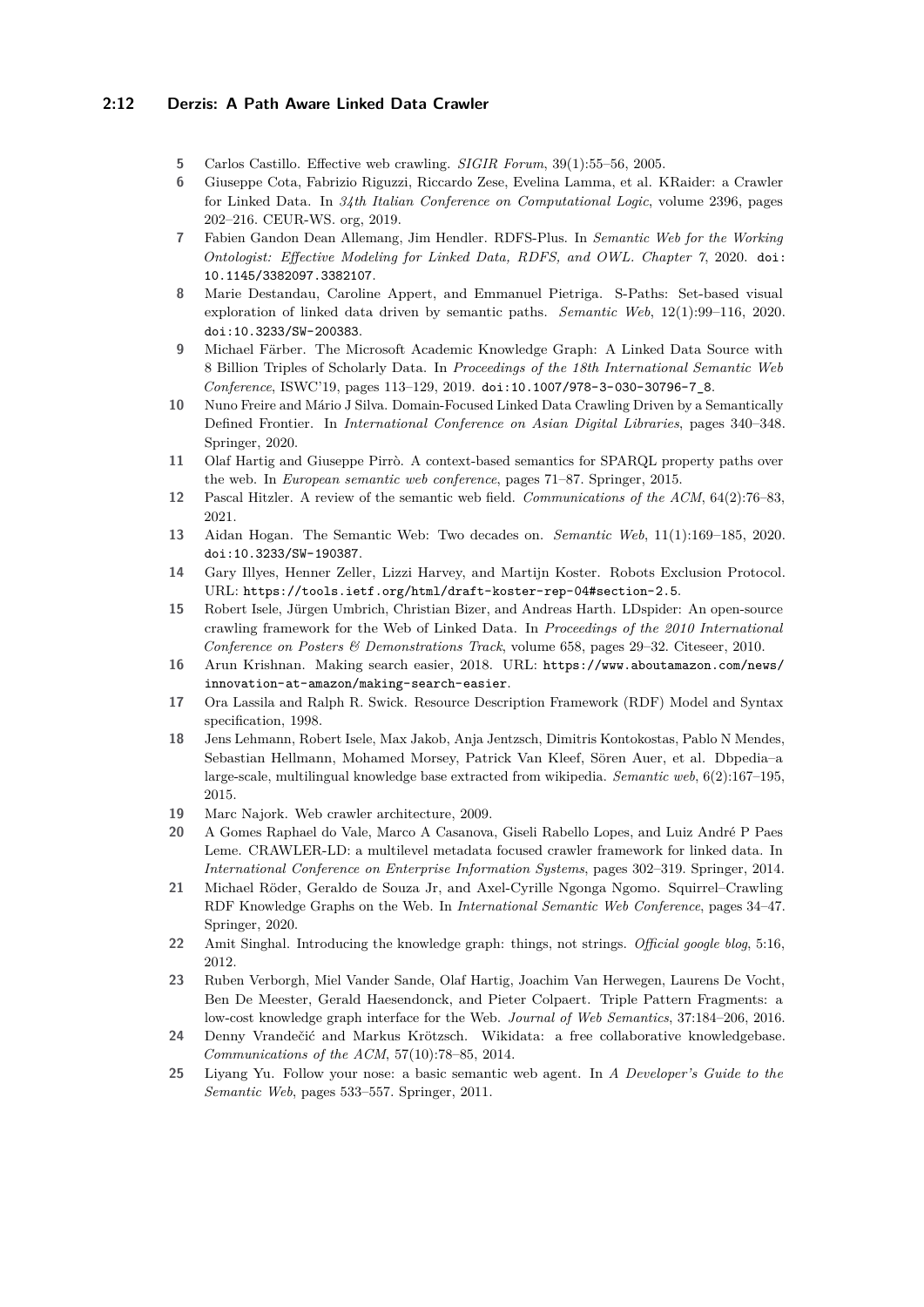5. Carlos Castillo. Effective web crawling. *SIGIR Forum*, 39(1):55–56, 2005.
6. Giuseppe Cota, Fabrizio Riguzzi, Riccardo Zese, Evelina Lamma, et al. KRaider: a Crawler for Linked Data. In *34th Italian Conference on Computational Logic*, volume 2396, pages 202–216. CEUR-WS. org, 2019.
7. Fabien Gandon Dean Allemang, Jim Hendler. RDFS-Plus. In *Semantic Web for the Working Ontologist: Effective Modeling for Linked Data, RDFS, and OWL. Chapter 7*, 2020. doi:10.1145/3382097.3382107.
8. Marie Destandau, Caroline Appert, and Emmanuel Pietriga. S-Paths: Set-based visual exploration of linked data driven by semantic paths. *Semantic Web*, 12(1):99–116, 2020. doi:10.3233/SW-200383.
9. Michael Färber. The Microsoft Academic Knowledge Graph: A Linked Data Source with 8 Billion Triples of Scholarly Data. In *Proceedings of the 18th International Semantic Web Conference*, ISWC'19, pages 113–129, 2019. doi:10.1007/978-3-030-30796-7_8.
10. Nuno Freire and Mário J Silva. Domain-Focused Linked Data Crawling Driven by a Semantically Defined Frontier. In *International Conference on Asian Digital Libraries*, pages 340–348. Springer, 2020.
11. Olaf Hartig and Giuseppe Pirrò. A context-based semantics for SPARQL property paths over the web. In *European semantic web conference*, pages 71–87. Springer, 2015.
12. Pascal Hitzler. A review of the semantic web field. *Communications of the ACM*, 64(2):76–83, 2021.
13. Aidan Hogan. The Semantic Web: Two decades on. *Semantic Web*, 11(1):169–185, 2020. doi:10.3233/SW-190387.
14. Gary Illyes, Henner Zeller, Lizzi Harvey, and Martijn Koster. Robots Exclusion Protocol. URL: https://tools.ietf.org/html/draft-koster-rep-04#section-2.5.
15. Robert Isele, Jürgen Umbrich, Christian Bizer, and Andreas Harth. LDspider: An open-source crawling framework for the Web of Linked Data. In *Proceedings of the 2010 International Conference on Posters & Demonstrations Track*, volume 658, pages 29–32. Citeseer, 2010.
16. Arun Krishnan. Making search easier, 2018. URL: https://www.aboutamazon.com/news/innovation-at-amazon/making-search-easier.
17. Ora Lassila and Ralph R. Swick. Resource Description Framework (RDF) Model and Syntax specification, 1998.
18. Jens Lehmann, Robert Isele, Max Jakob, Anja Jentzsch, Dimitris Kontokostas, Pablo N Mendes, Sebastian Hellmann, Mohamed Morsey, Patrick Van Kleef, Sören Auer, et al. Dbpedia–a large-scale, multilingual knowledge base extracted from wikipedia. *Semantic web*, 6(2):167–195, 2015.
19. Marc Najork. Web crawler architecture, 2009.
20. A Gomes Raphael do Vale, Marco A Casanova, Giseli Rabello Lopes, and Luiz André P Paes Leme. CRAWLER-LD: a multilevel metadata focused crawler framework for linked data. In *International Conference on Enterprise Information Systems*, pages 302–319. Springer, 2014.
21. Michael Röder, Geraldo de Souza Jr, and Axel-Cyrille Ngonga Ngomo. Squirrel–Crawling RDF Knowledge Graphs on the Web. In *International Semantic Web Conference*, pages 34–47. Springer, 2020.
22. Amit Singhal. Introducing the knowledge graph: things, not strings. *Official google blog*, 5:16, 2012.
23. Ruben Verborgh, Miel Vander Sande, Olaf Hartig, Joachim Van Herwegen, Laurens De Vocht, Ben De Meester, Gerald Haesendonck, and Pieter Colpaert. Triple Pattern Fragments: a low-cost knowledge graph interface for the Web. *Journal of Web Semantics*, 37:184–206, 2016.
24. Denny Vrandečić and Markus Krötzsch. Wikidata: a free collaborative knowledgebase. *Communications of the ACM*, 57(10):78–85, 2014.
25. Liyang Yu. Follow your nose: a basic semantic web agent. In *A Developer's Guide to the Semantic Web*, pages 533–557. Springer, 2011.